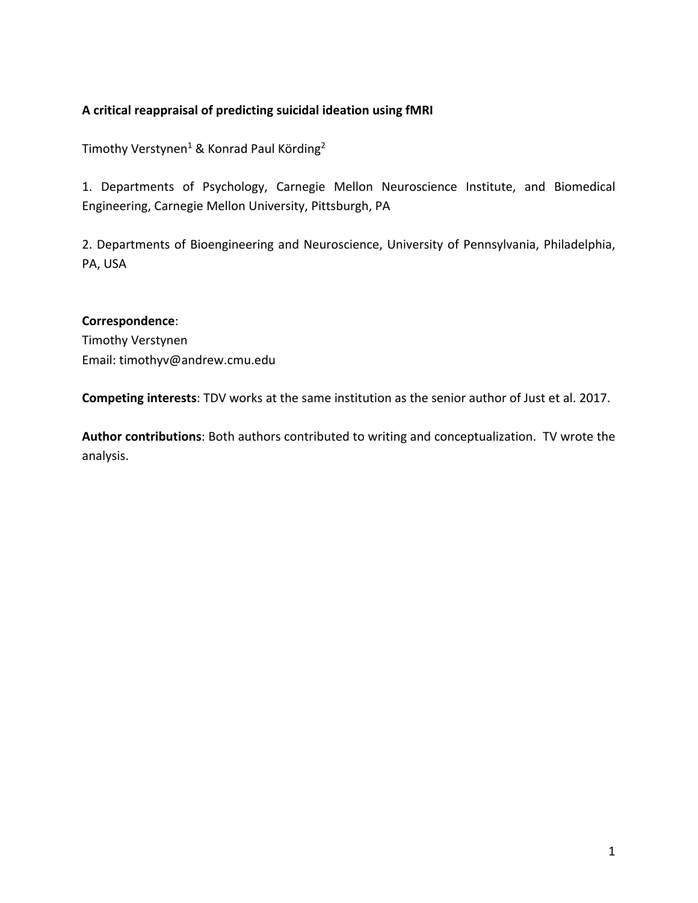**A critical reappraisal of predicting suicidal ideation using fMRI**

Timothy Verstynen[1] & Konrad Paul Körding[2]

1. Departments of Psychology, Carnegie Mellon Neuroscience Institute, and Biomedical Engineering, Carnegie Mellon University, Pittsburgh, PA

2. Departments of Bioengineering and Neuroscience, University of Pennsylvania, Philadelphia, PA, USA

**Correspondence**:
Timothy Verstynen
Email: timothyv@andrew.cmu.edu

**Competing interests**: TDV works at the same institution as the senior author of Just et al. 2017.

**Author contributions**: Both authors contributed to writing and conceptualization. TV wrote the analysis.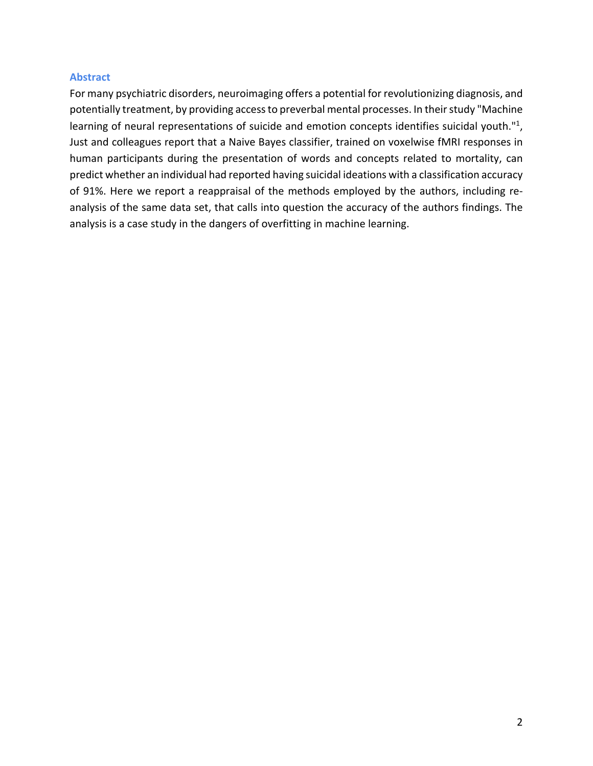## Abstract

For many psychiatric disorders, neuroimaging offers a potential for revolutionizing diagnosis, and potentially treatment, by providing access to preverbal mental processes. In their study "Machine learning of neural representations of suicide and emotion concepts identifies suicidal youth."[1], Just and colleagues report that a Naive Bayes classifier, trained on voxelwise fMRI responses in human participants during the presentation of words and concepts related to mortality, can predict whether an individual had reported having suicidal ideations with a classification accuracy of 91%. Here we report a reappraisal of the methods employed by the authors, including re-analysis of the same data set, that calls into question the accuracy of the authors findings. The analysis is a case study in the dangers of overfitting in machine learning.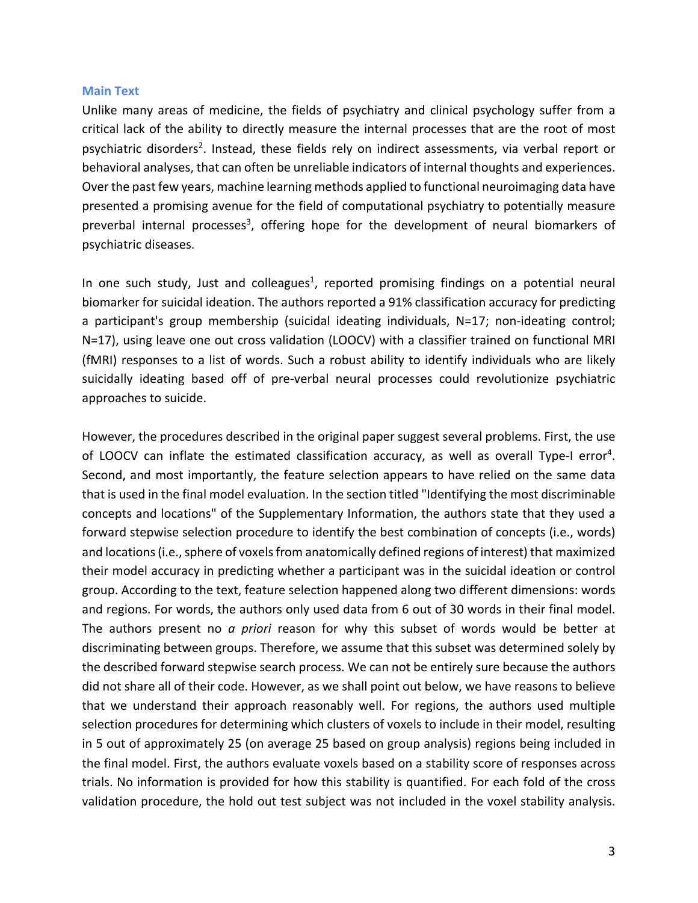## Main Text

Unlike many areas of medicine, the fields of psychiatry and clinical psychology suffer from a critical lack of the ability to directly measure the internal processes that are the root of most psychiatric disorders[2]. Instead, these fields rely on indirect assessments, via verbal report or behavioral analyses, that can often be unreliable indicators of internal thoughts and experiences. Over the past few years, machine learning methods applied to functional neuroimaging data have presented a promising avenue for the field of computational psychiatry to potentially measure preverbal internal processes[3], offering hope for the development of neural biomarkers of psychiatric diseases.

In one such study, Just and colleagues[1], reported promising findings on a potential neural biomarker for suicidal ideation. The authors reported a 91% classification accuracy for predicting a participant's group membership (suicidal ideating individuals, N=17; non-ideating control; N=17), using leave one out cross validation (LOOCV) with a classifier trained on functional MRI (fMRI) responses to a list of words. Such a robust ability to identify individuals who are likely suicidally ideating based off of pre-verbal neural processes could revolutionize psychiatric approaches to suicide.

However, the procedures described in the original paper suggest several problems. First, the use of LOOCV can inflate the estimated classification accuracy, as well as overall Type-I error[4]. Second, and most importantly, the feature selection appears to have relied on the same data that is used in the final model evaluation. In the section titled "Identifying the most discriminable concepts and locations" of the Supplementary Information, the authors state that they used a forward stepwise selection procedure to identify the best combination of concepts (i.e., words) and locations (i.e., sphere of voxels from anatomically defined regions of interest) that maximized their model accuracy in predicting whether a participant was in the suicidal ideation or control group. According to the text, feature selection happened along two different dimensions: words and regions. For words, the authors only used data from 6 out of 30 words in their final model. The authors present no *a priori* reason for why this subset of words would be better at discriminating between groups. Therefore, we assume that this subset was determined solely by the described forward stepwise search process. We can not be entirely sure because the authors did not share all of their code. However, as we shall point out below, we have reasons to believe that we understand their approach reasonably well. For regions, the authors used multiple selection procedures for determining which clusters of voxels to include in their model, resulting in 5 out of approximately 25 (on average 25 based on group analysis) regions being included in the final model. First, the authors evaluate voxels based on a stability score of responses across trials. No information is provided for how this stability is quantified. For each fold of the cross validation procedure, the hold out test subject was not included in the voxel stability analysis.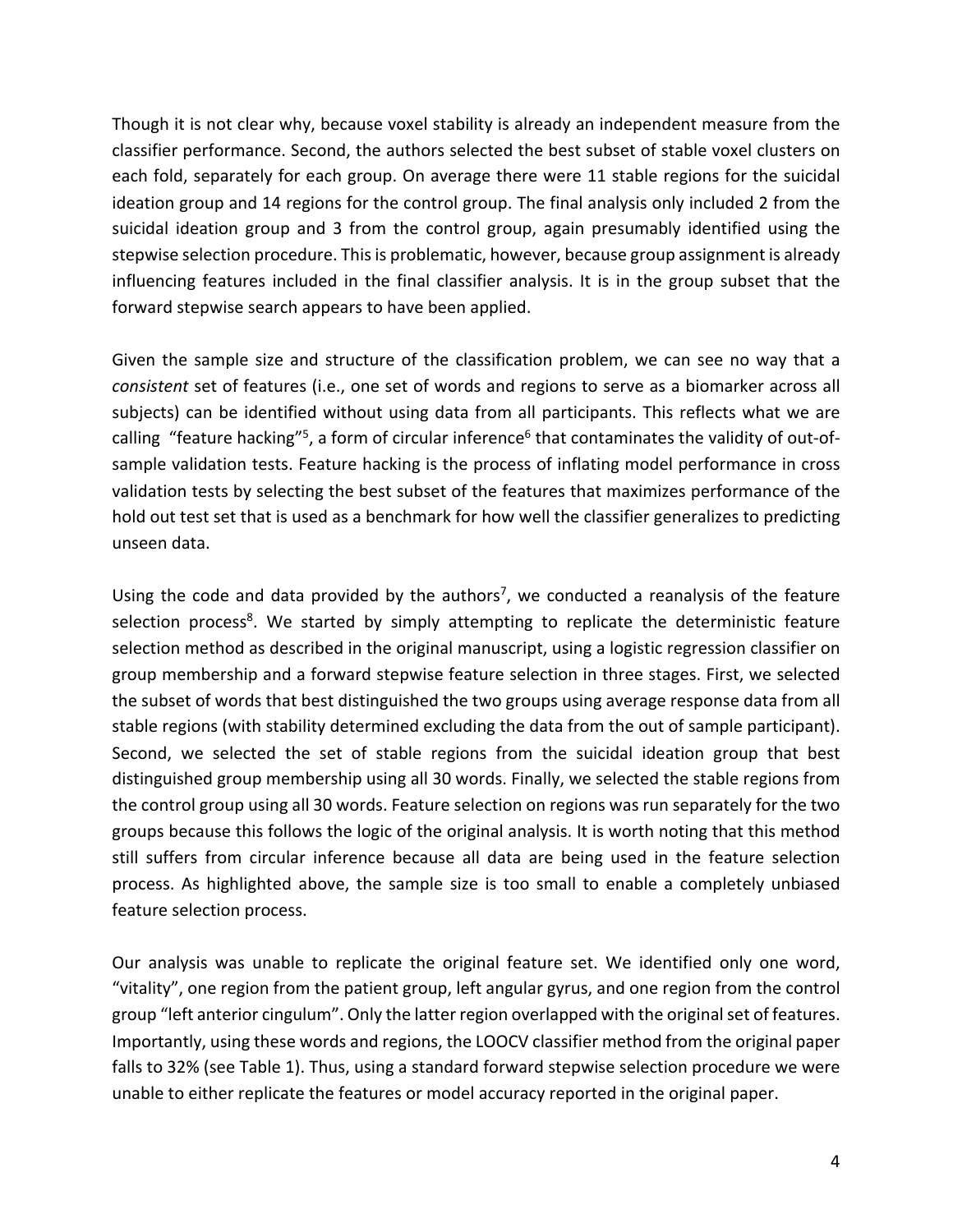Though it is not clear why, because voxel stability is already an independent measure from the classifier performance. Second, the authors selected the best subset of stable voxel clusters on each fold, separately for each group. On average there were 11 stable regions for the suicidal ideation group and 14 regions for the control group. The final analysis only included 2 from the suicidal ideation group and 3 from the control group, again presumably identified using the stepwise selection procedure. This is problematic, however, because group assignment is already influencing features included in the final classifier analysis. It is in the group subset that the forward stepwise search appears to have been applied.

Given the sample size and structure of the classification problem, we can see no way that a *consistent* set of features (i.e., one set of words and regions to serve as a biomarker across all subjects) can be identified without using data from all participants. This reflects what we are calling "feature hacking"[5], a form of circular inference[6] that contaminates the validity of out-of-sample validation tests. Feature hacking is the process of inflating model performance in cross validation tests by selecting the best subset of the features that maximizes performance of the hold out test set that is used as a benchmark for how well the classifier generalizes to predicting unseen data.

Using the code and data provided by the authors[7], we conducted a reanalysis of the feature selection process[8]. We started by simply attempting to replicate the deterministic feature selection method as described in the original manuscript, using a logistic regression classifier on group membership and a forward stepwise feature selection in three stages. First, we selected the subset of words that best distinguished the two groups using average response data from all stable regions (with stability determined excluding the data from the out of sample participant). Second, we selected the set of stable regions from the suicidal ideation group that best distinguished group membership using all 30 words. Finally, we selected the stable regions from the control group using all 30 words. Feature selection on regions was run separately for the two groups because this follows the logic of the original analysis. It is worth noting that this method still suffers from circular inference because all data are being used in the feature selection process. As highlighted above, the sample size is too small to enable a completely unbiased feature selection process.

Our analysis was unable to replicate the original feature set. We identified only one word, "vitality", one region from the patient group, left angular gyrus, and one region from the control group "left anterior cingulum". Only the latter region overlapped with the original set of features. Importantly, using these words and regions, the LOOCV classifier method from the original paper falls to 32% (see Table 1). Thus, using a standard forward stepwise selection procedure we were unable to either replicate the features or model accuracy reported in the original paper.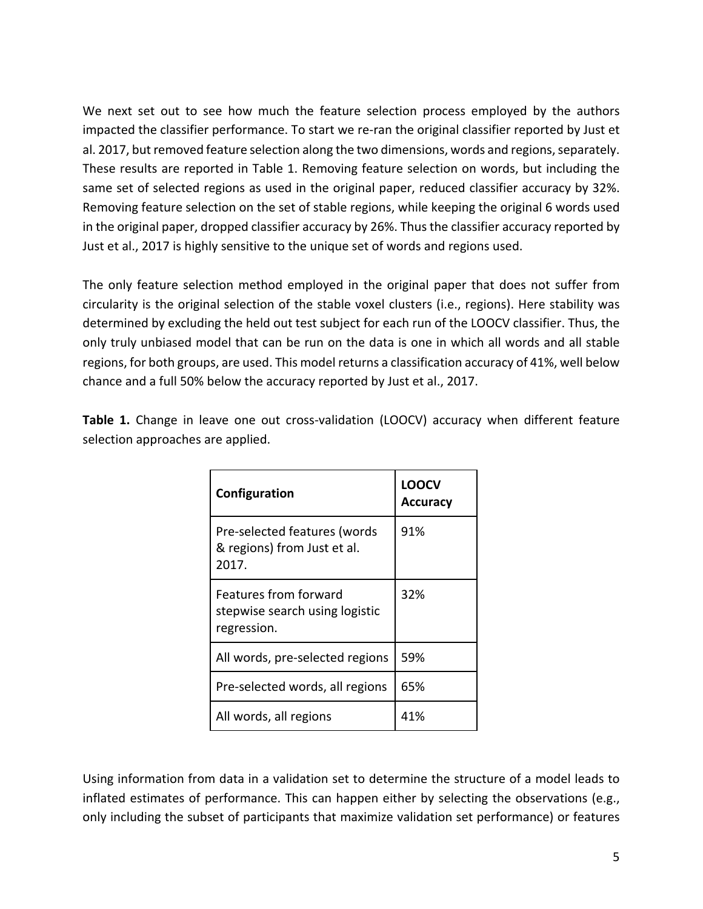We next set out to see how much the feature selection process employed by the authors impacted the classifier performance. To start we re-ran the original classifier reported by Just et al. 2017, but removed feature selection along the two dimensions, words and regions, separately. These results are reported in Table 1. Removing feature selection on words, but including the same set of selected regions as used in the original paper, reduced classifier accuracy by 32%. Removing feature selection on the set of stable regions, while keeping the original 6 words used in the original paper, dropped classifier accuracy by 26%. Thus the classifier accuracy reported by Just et al., 2017 is highly sensitive to the unique set of words and regions used.

The only feature selection method employed in the original paper that does not suffer from circularity is the original selection of the stable voxel clusters (i.e., regions). Here stability was determined by excluding the held out test subject for each run of the LOOCV classifier. Thus, the only truly unbiased model that can be run on the data is one in which all words and all stable regions, for both groups, are used. This model returns a classification accuracy of 41%, well below chance and a full 50% below the accuracy reported by Just et al., 2017.

**Table 1.** Change in leave one out cross-validation (LOOCV) accuracy when different feature selection approaches are applied.

| Configuration | LOOCV Accuracy |
| --- | --- |
| Pre-selected features (words & regions) from Just et al. 2017. | 91% |
| Features from forward stepwise search using logistic regression. | 32% |
| All words, pre-selected regions | 59% |
| Pre-selected words, all regions | 65% |
| All words, all regions | 41% |

Using information from data in a validation set to determine the structure of a model leads to inflated estimates of performance. This can happen either by selecting the observations (e.g., only including the subset of participants that maximize validation set performance) or features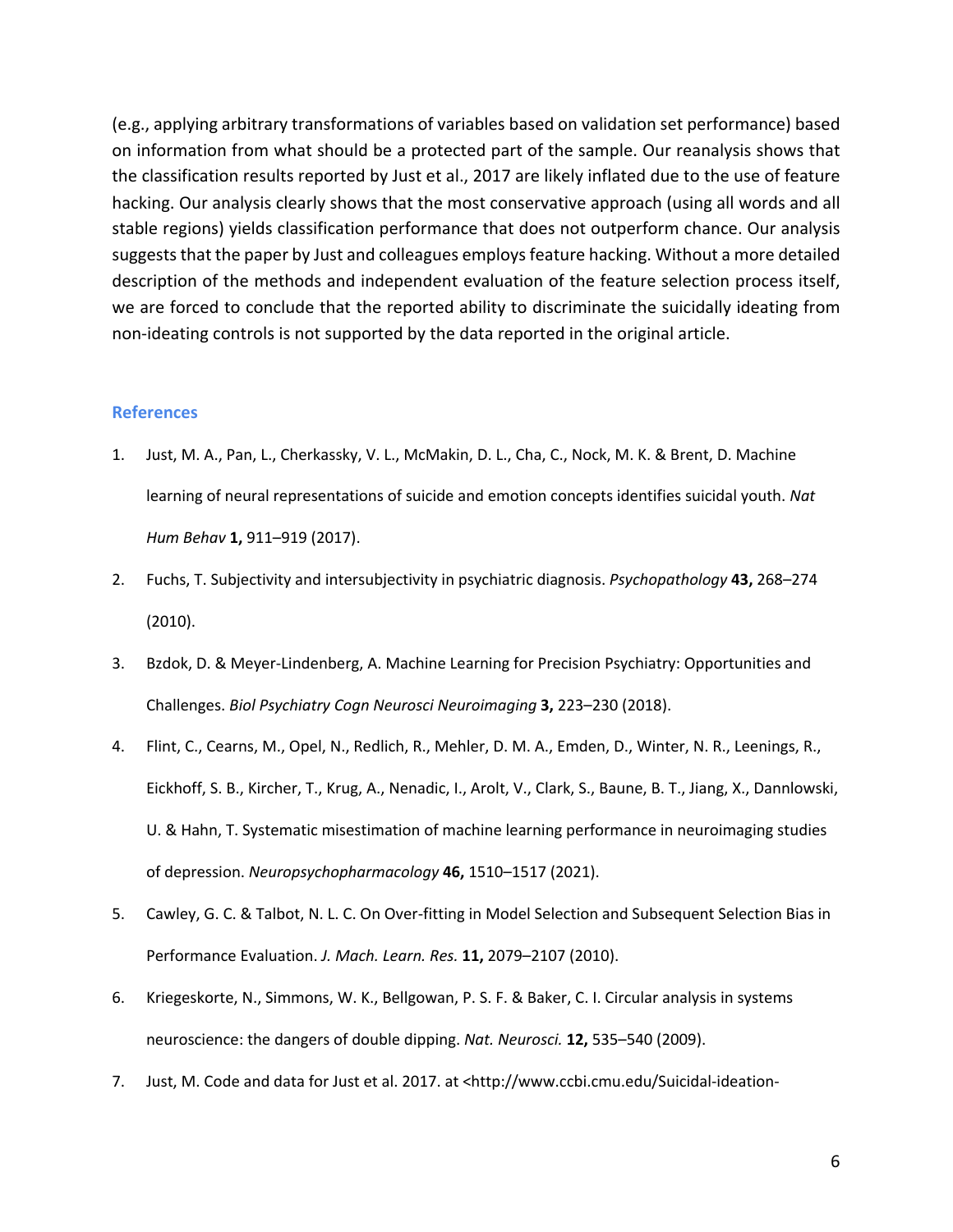(e.g., applying arbitrary transformations of variables based on validation set performance) based on information from what should be a protected part of the sample. Our reanalysis shows that the classification results reported by Just et al., 2017 are likely inflated due to the use of feature hacking. Our analysis clearly shows that the most conservative approach (using all words and all stable regions) yields classification performance that does not outperform chance. Our analysis suggests that the paper by Just and colleagues employs feature hacking. Without a more detailed description of the methods and independent evaluation of the feature selection process itself, we are forced to conclude that the reported ability to discriminate the suicidally ideating from non-ideating controls is not supported by the data reported in the original article.

## References

1. Just, M. A., Pan, L., Cherkassky, V. L., McMakin, D. L., Cha, C., Nock, M. K. & Brent, D. Machine learning of neural representations of suicide and emotion concepts identifies suicidal youth. *Nat Hum Behav* **1,** 911–919 (2017).
2. Fuchs, T. Subjectivity and intersubjectivity in psychiatric diagnosis. *Psychopathology* **43,** 268–274 (2010).
3. Bzdok, D. & Meyer-Lindenberg, A. Machine Learning for Precision Psychiatry: Opportunities and Challenges. *Biol Psychiatry Cogn Neurosci Neuroimaging* **3,** 223–230 (2018).
4. Flint, C., Cearns, M., Opel, N., Redlich, R., Mehler, D. M. A., Emden, D., Winter, N. R., Leenings, R., Eickhoff, S. B., Kircher, T., Krug, A., Nenadic, I., Arolt, V., Clark, S., Baune, B. T., Jiang, X., Dannlowski, U. & Hahn, T. Systematic misestimation of machine learning performance in neuroimaging studies of depression. *Neuropsychopharmacology* **46,** 1510–1517 (2021).
5. Cawley, G. C. & Talbot, N. L. C. On Over-fitting in Model Selection and Subsequent Selection Bias in Performance Evaluation. *J. Mach. Learn. Res.* **11,** 2079–2107 (2010).
6. Kriegeskorte, N., Simmons, W. K., Bellgowan, P. S. F. & Baker, C. I. Circular analysis in systems neuroscience: the dangers of double dipping. *Nat. Neurosci.* **12,** 535–540 (2009).
7. Just, M. Code and data for Just et al. 2017. at <http://www.ccbi.cmu.edu/Suicidal-ideation-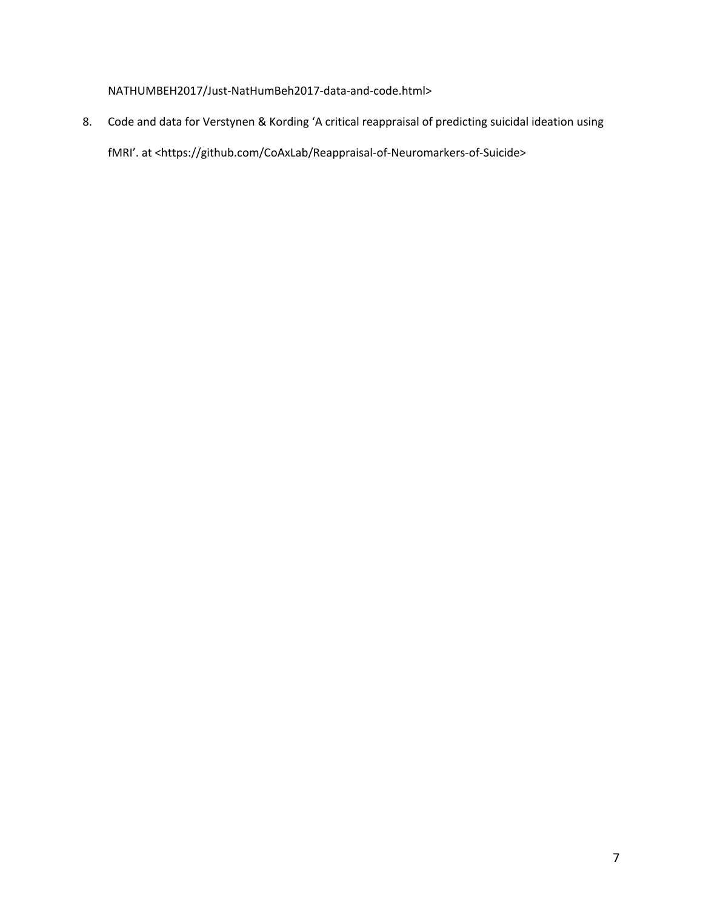NATHUMBEH2017/Just-NatHumBeh2017-data-and-code.html>

8. Code and data for Verstynen & Kording 'A critical reappraisal of predicting suicidal ideation using fMRI'. at <https://github.com/CoAxLab/Reappraisal-of-Neuromarkers-of-Suicide>